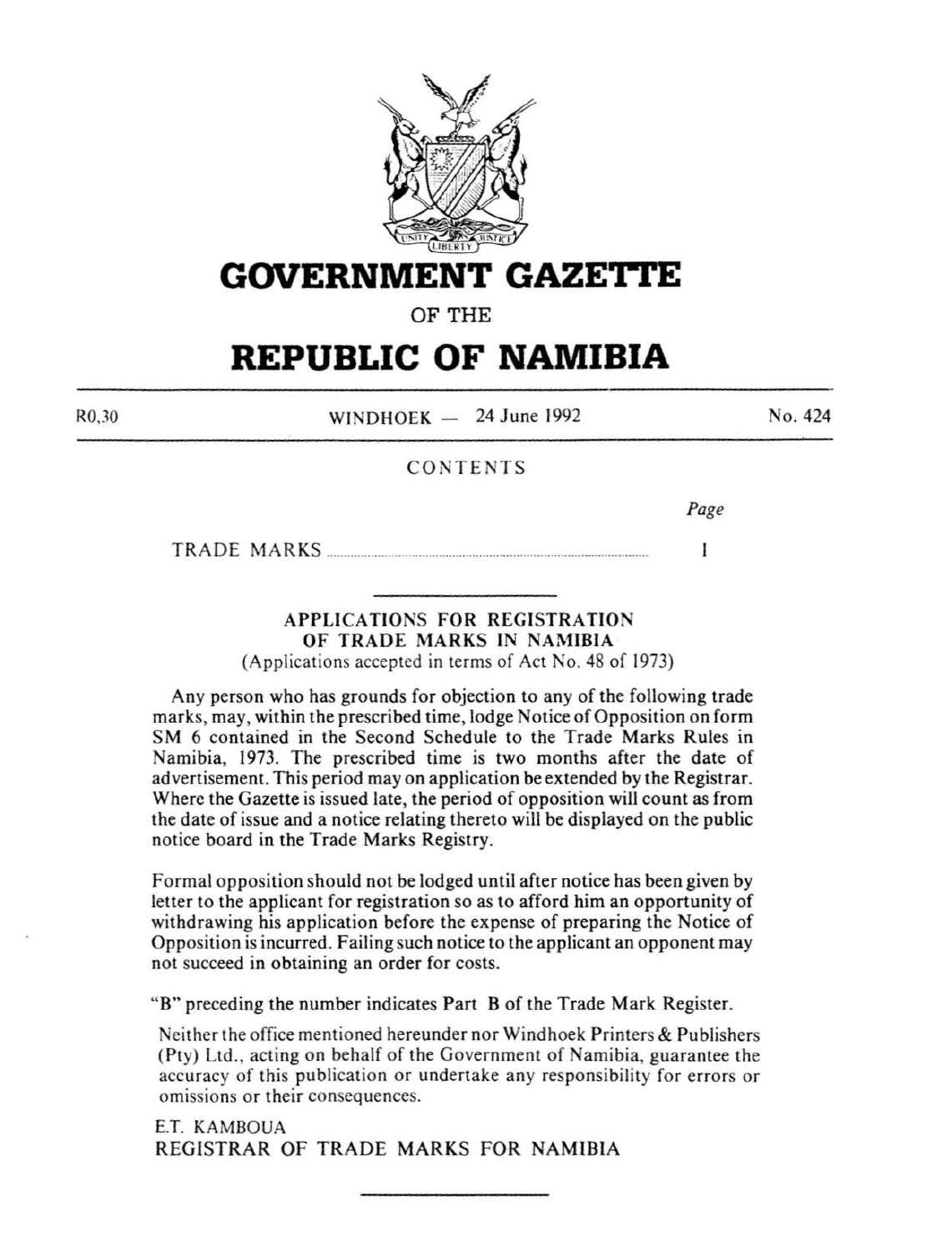# GOVERNMENT GAZETTE

OF THE

# REPUBLIC OF NAMIBIA

R0,30 WINDHOEK — 24 June 1992 No. 424

CONTENTS

| | Page |
|---|---|
| TRADE MARKS | 1 |

---

## APPLICATIONS FOR REGISTRATION OF TRADE MARKS IN NAMIBIA

(Applications accepted in terms of Act No. 48 of 1973)

Any person who has grounds for objection to any of the following trade marks, may, within the prescribed time, lodge Notice of Opposition on form SM 6 contained in the Second Schedule to the Trade Marks Rules in Namibia, 1973. The prescribed time is two months after the date of advertisement. This period may on application be extended by the Registrar. Where the Gazette is issued late, the period of opposition will count as from the date of issue and a notice relating thereto will be displayed on the public notice board in the Trade Marks Registry.

Formal opposition should not be lodged until after notice has been given by letter to the applicant for registration so as to afford him an opportunity of withdrawing his application before the expense of preparing the Notice of Opposition is incurred. Failing such notice to the applicant an opponent may not succeed in obtaining an order for costs.

"B" preceding the number indicates Part B of the Trade Mark Register.

Neither the office mentioned hereunder nor Windhoek Printers & Publishers (Pty) Ltd., acting on behalf of the Government of Namibia, guarantee the accuracy of this publication or undertake any responsibility for errors or omissions or their consequences.

E.T. KAMBOUA
REGISTRAR OF TRADE MARKS FOR NAMIBIA

---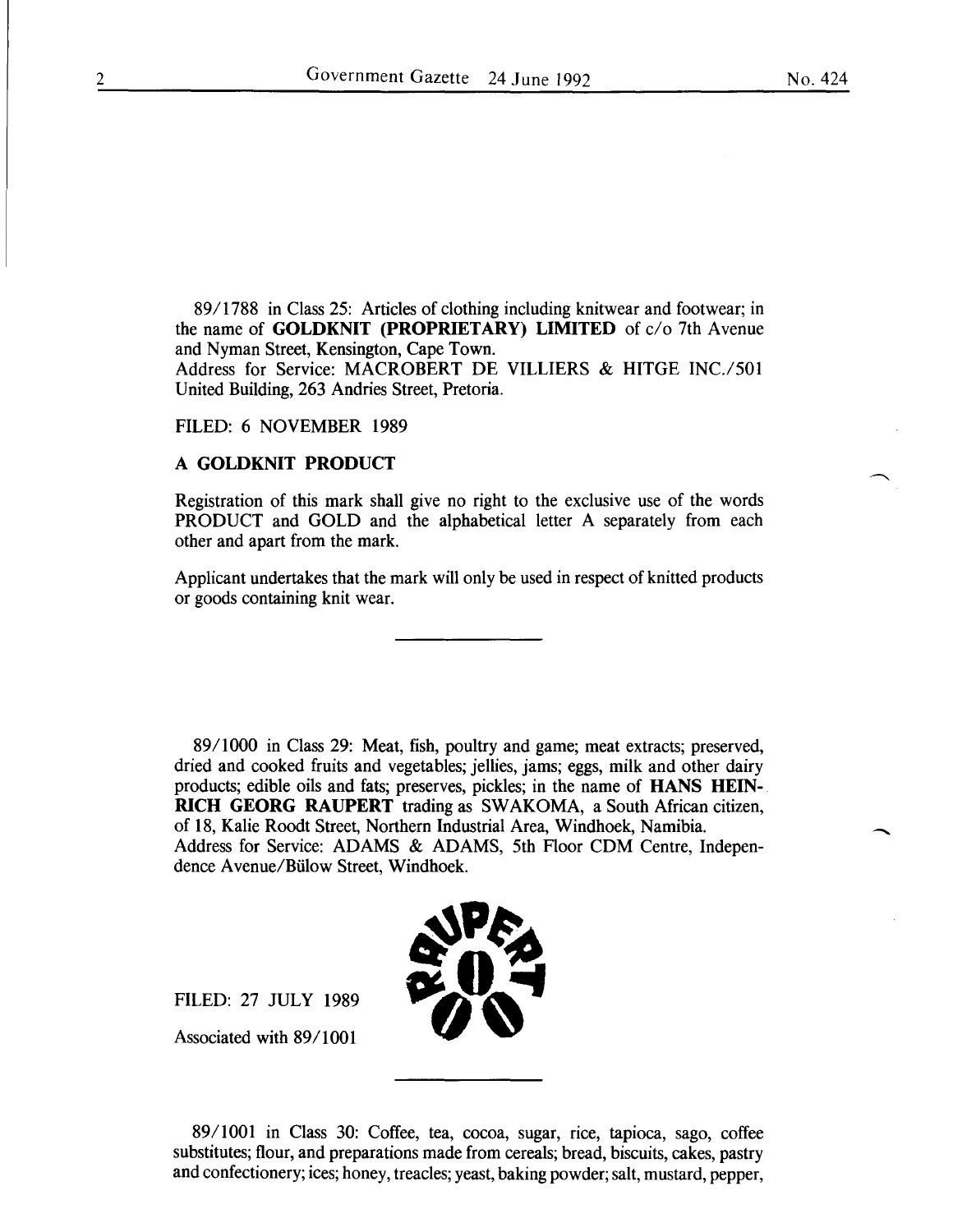89/1788 in Class 25: Articles of clothing including knitwear and footwear; in the name of **GOLDKNIT (PROPRIETARY) LIMITED** of c/o 7th Avenue and Nyman Street, Kensington, Cape Town.
Address for Service: MACROBERT DE VILLIERS & HITGE INC./501 United Building, 263 Andries Street, Pretoria.

FILED: 6 NOVEMBER 1989

**A GOLDKNIT PRODUCT**

Registration of this mark shall give no right to the exclusive use of the words PRODUCT and GOLD and the alphabetical letter A separately from each other and apart from the mark.

Applicant undertakes that the mark will only be used in respect of knitted products or goods containing knit wear.

---

89/1000 in Class 29: Meat, fish, poultry and game; meat extracts; preserved, dried and cooked fruits and vegetables; jellies, jams; eggs, milk and other dairy products; edible oils and fats; preserves, pickles; in the name of **HANS HEINRICH GEORG RAUPERT** trading as SWAKOMA, a South African citizen, of 18, Kalie Roodt Street, Northern Industrial Area, Windhoek, Namibia.
Address for Service: ADAMS & ADAMS, 5th Floor CDM Centre, Independence Avenue/Bülow Street, Windhoek.

FILED: 27 JULY 1989

Associated with 89/1001

---

89/1001 in Class 30: Coffee, tea, cocoa, sugar, rice, tapioca, sago, coffee substitutes; flour, and preparations made from cereals; bread, biscuits, cakes, pastry and confectionery; ices; honey, treacles; yeast, baking powder; salt, mustard, pepper,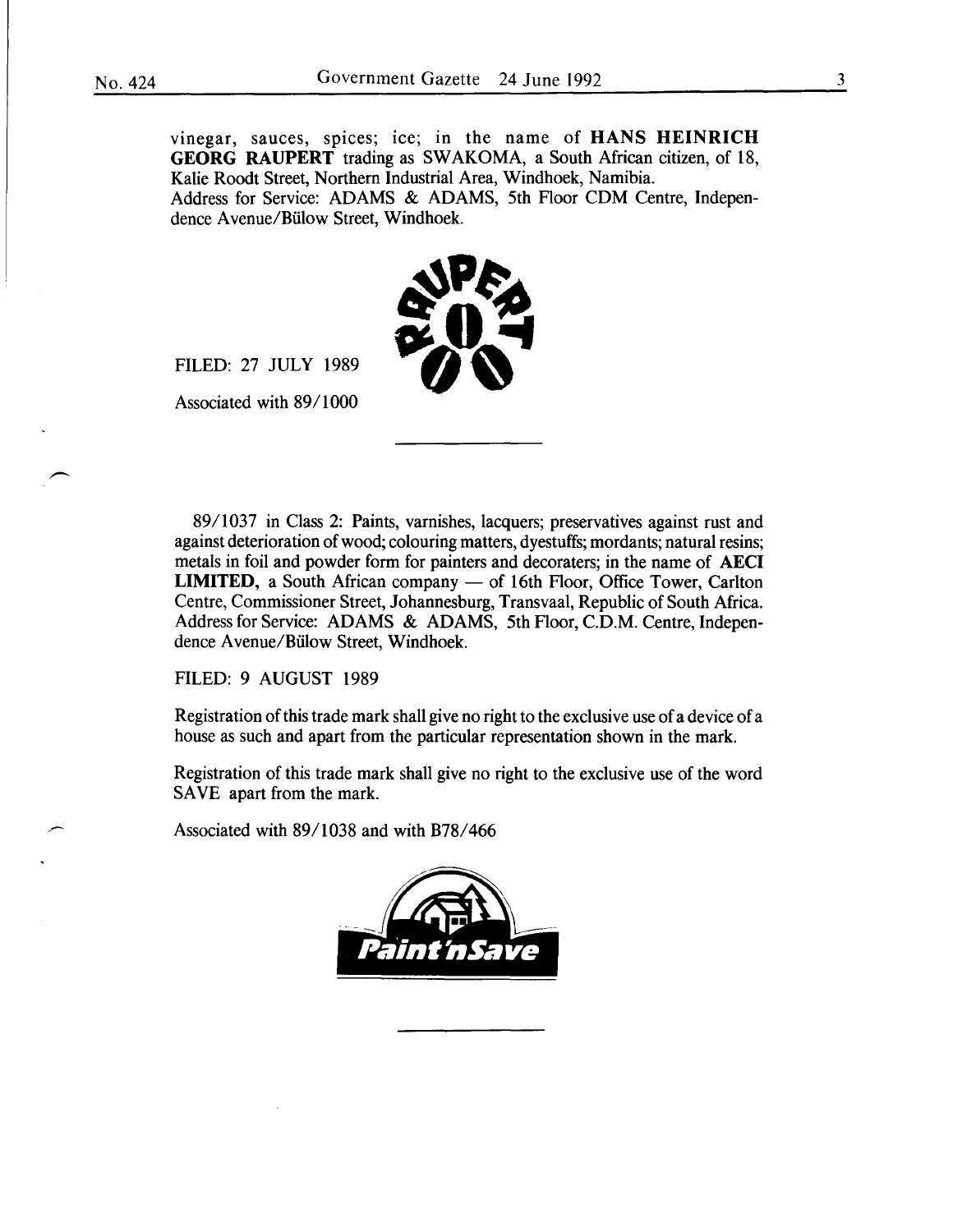vinegar, sauces, spices; ice; in the name of **HANS HEINRICH GEORG RAUPERT** trading as SWAKOMA, a South African citizen, of 18, Kalie Roodt Street, Northern Industrial Area, Windhoek, Namibia.
Address for Service: ADAMS & ADAMS, 5th Floor CDM Centre, Independence Avenue/Bülow Street, Windhoek.

FILED: 27 JULY 1989

Associated with 89/1000

---

89/1037 in Class 2: Paints, varnishes, lacquers; preservatives against rust and against deterioration of wood; colouring matters, dyestuffs; mordants; natural resins; metals in foil and powder form for painters and decoraters; in the name of **AECI LIMITED,** a South African company — of 16th Floor, Office Tower, Carlton Centre, Commissioner Street, Johannesburg, Transvaal, Republic of South Africa.
Address for Service: ADAMS & ADAMS, 5th Floor, C.D.M. Centre, Independence Avenue/Bülow Street, Windhoek.

FILED: 9 AUGUST 1989

Registration of this trade mark shall give no right to the exclusive use of a device of a house as such and apart from the particular representation shown in the mark.

Registration of this trade mark shall give no right to the exclusive use of the word SAVE apart from the mark.

Associated with 89/1038 and with B78/466

---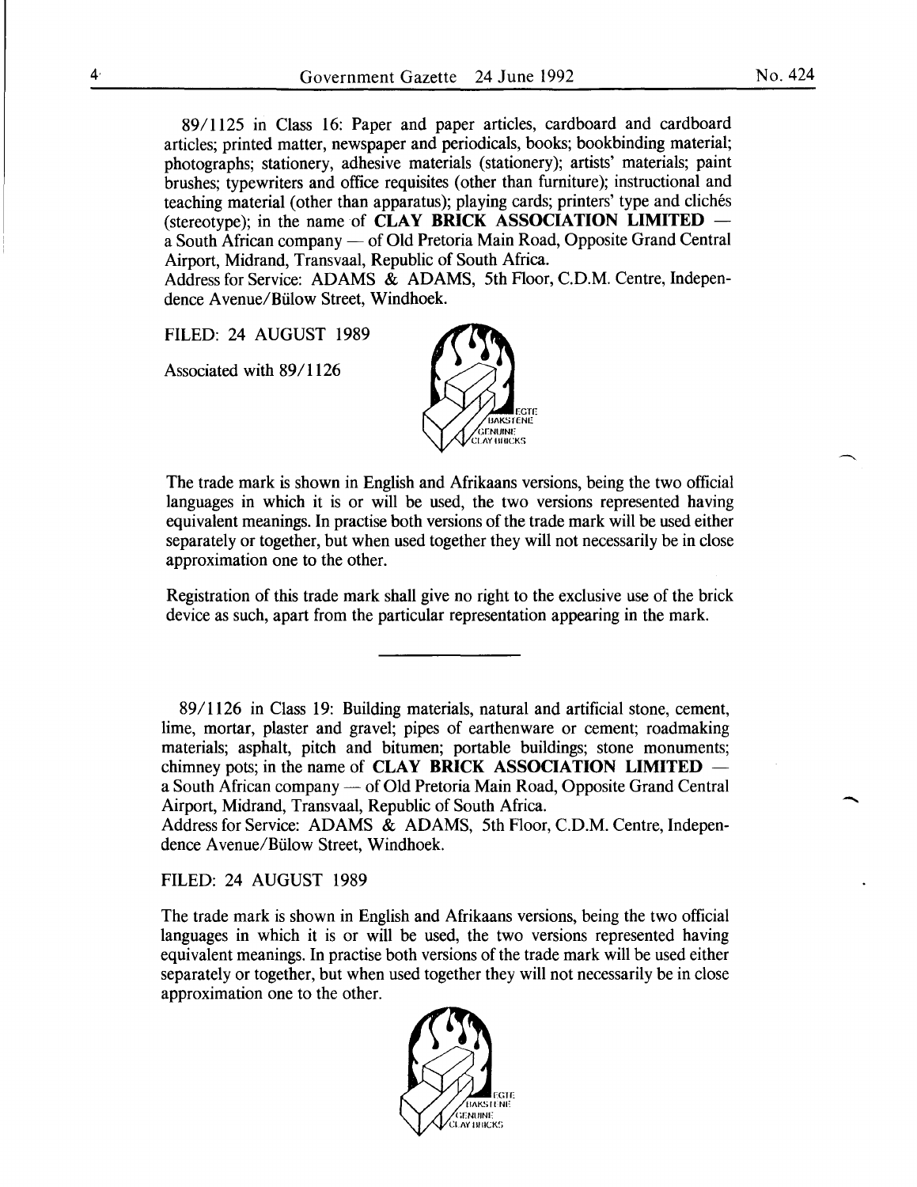89/1125 in Class 16: Paper and paper articles, cardboard and cardboard articles; printed matter, newspaper and periodicals, books; bookbinding material; photographs; stationery, adhesive materials (stationery); artists' materials; paint brushes; typewriters and office requisites (other than furniture); instructional and teaching material (other than apparatus); playing cards; printers' type and clichés (stereotype); in the name of **CLAY BRICK ASSOCIATION LIMITED** — a South African company — of Old Pretoria Main Road, Opposite Grand Central Airport, Midrand, Transvaal, Republic of South Africa.
Address for Service: ADAMS & ADAMS, 5th Floor, C.D.M. Centre, Independence Avenue/Bülow Street, Windhoek.

FILED: 24 AUGUST 1989

Associated with 89/1126

EGTE BAKSTENE GENUINE CLAY BRICKS

The trade mark is shown in English and Afrikaans versions, being the two official languages in which it is or will be used, the two versions represented having equivalent meanings. In practise both versions of the trade mark will be used either separately or together, but when used together they will not necessarily be in close approximation one to the other.

Registration of this trade mark shall give no right to the exclusive use of the brick device as such, apart from the particular representation appearing in the mark.

---

89/1126 in Class 19: Building materials, natural and artificial stone, cement, lime, mortar, plaster and gravel; pipes of earthenware or cement; roadmaking materials; asphalt, pitch and bitumen; portable buildings; stone monuments; chimney pots; in the name of **CLAY BRICK ASSOCIATION LIMITED** — a South African company — of Old Pretoria Main Road, Opposite Grand Central Airport, Midrand, Transvaal, Republic of South Africa.
Address for Service: ADAMS & ADAMS, 5th Floor, C.D.M. Centre, Independence Avenue/Bülow Street, Windhoek.

FILED: 24 AUGUST 1989

The trade mark is shown in English and Afrikaans versions, being the two official languages in which it is or will be used, the two versions represented having equivalent meanings. In practise both versions of the trade mark will be used either separately or together, but when used together they will not necessarily be in close approximation one to the other.

EGTE BAKSTENE GENUINE CLAY BRICKS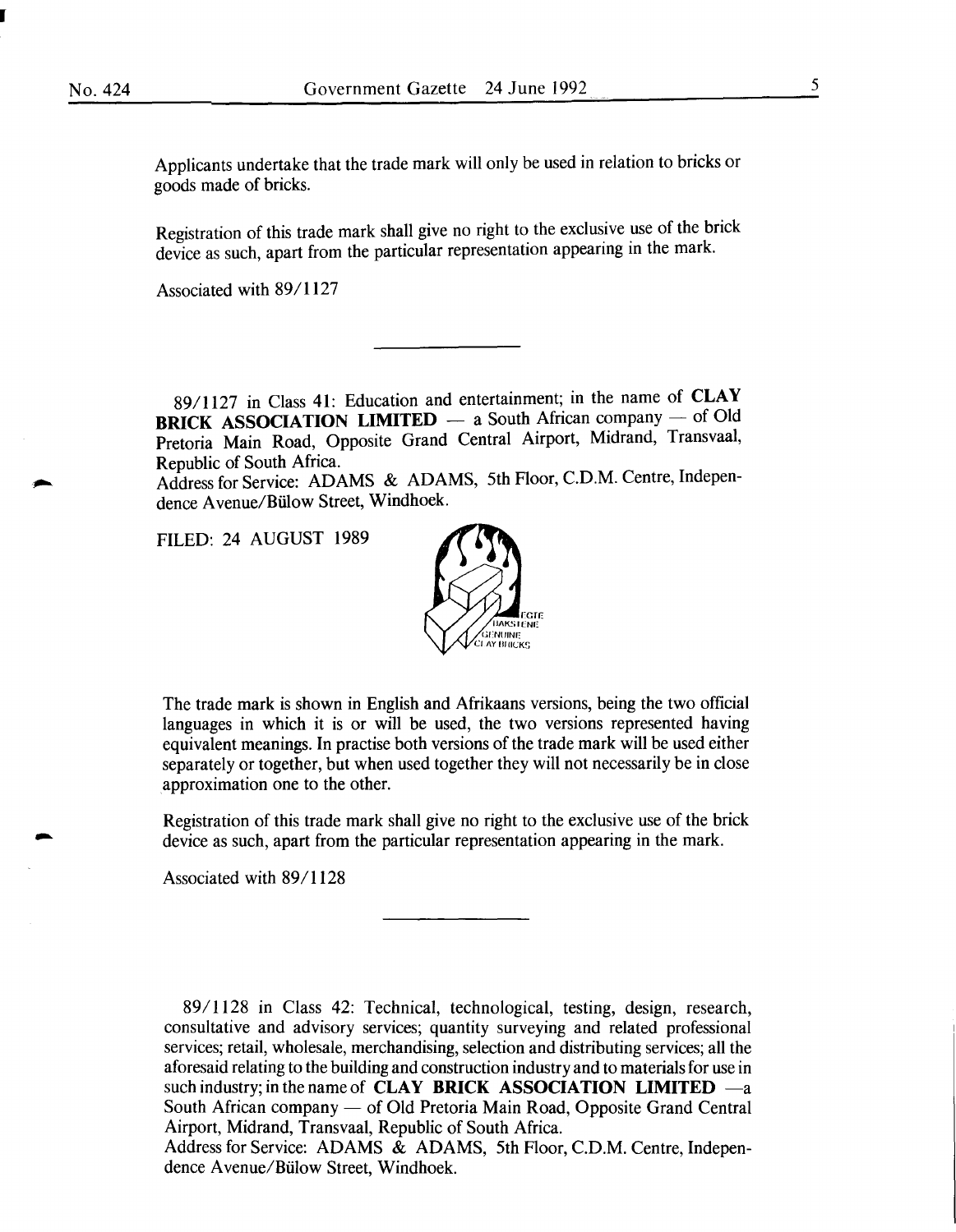Applicants undertake that the trade mark will only be used in relation to bricks or goods made of bricks.

Registration of this trade mark shall give no right to the exclusive use of the brick device as such, apart from the particular representation appearing in the mark.

Associated with 89/1127

---

89/1127 in Class 41: Education and entertainment; in the name of **CLAY BRICK ASSOCIATION LIMITED** — a South African company — of Old Pretoria Main Road, Opposite Grand Central Airport, Midrand, Transvaal, Republic of South Africa.
Address for Service: ADAMS & ADAMS, 5th Floor, C.D.M. Centre, Independence Avenue/Bülow Street, Windhoek.

FILED: 24 AUGUST 1989

EGTE BAKSTENE GENUINE CLAY BRICKS

The trade mark is shown in English and Afrikaans versions, being the two official languages in which it is or will be used, the two versions represented having equivalent meanings. In practise both versions of the trade mark will be used either separately or together, but when used together they will not necessarily be in close approximation one to the other.

Registration of this trade mark shall give no right to the exclusive use of the brick device as such, apart from the particular representation appearing in the mark.

Associated with 89/1128

---

89/1128 in Class 42: Technical, technological, testing, design, research, consultative and advisory services; quantity surveying and related professional services; retail, wholesale, merchandising, selection and distributing services; all the aforesaid relating to the building and construction industry and to materials for use in such industry; in the name of **CLAY BRICK ASSOCIATION LIMITED** —a South African company — of Old Pretoria Main Road, Opposite Grand Central Airport, Midrand, Transvaal, Republic of South Africa.
Address for Service: ADAMS & ADAMS, 5th Floor, C.D.M. Centre, Independence Avenue/Bülow Street, Windhoek.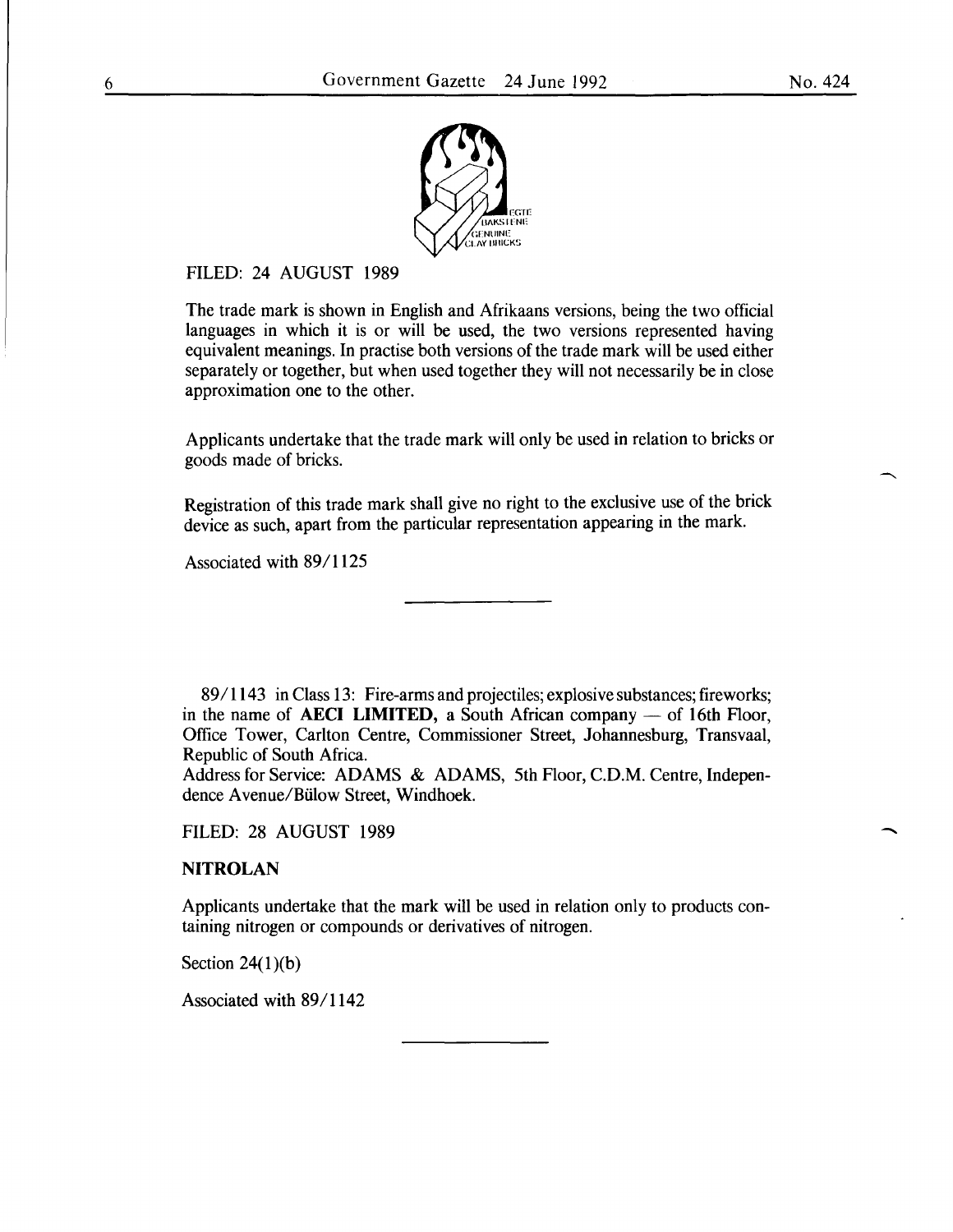FILED: 24 AUGUST 1989

The trade mark is shown in English and Afrikaans versions, being the two official languages in which it is or will be used, the two versions represented having equivalent meanings. In practise both versions of the trade mark will be used either separately or together, but when used together they will not necessarily be in close approximation one to the other.

Applicants undertake that the trade mark will only be used in relation to bricks or goods made of bricks.

Registration of this trade mark shall give no right to the exclusive use of the brick device as such, apart from the particular representation appearing in the mark.

Associated with 89/1125

---

89/1143 in Class 13: Fire-arms and projectiles; explosive substances; fireworks; in the name of **AECI LIMITED,** a South African company — of 16th Floor, Office Tower, Carlton Centre, Commissioner Street, Johannesburg, Transvaal, Republic of South Africa.
Address for Service: ADAMS & ADAMS, 5th Floor, C.D.M. Centre, Independence Avenue/Bülow Street, Windhoek.

FILED: 28 AUGUST 1989

**NITROLAN**

Applicants undertake that the mark will be used in relation only to products containing nitrogen or compounds or derivatives of nitrogen.

Section 24(1)(b)

Associated with 89/1142

---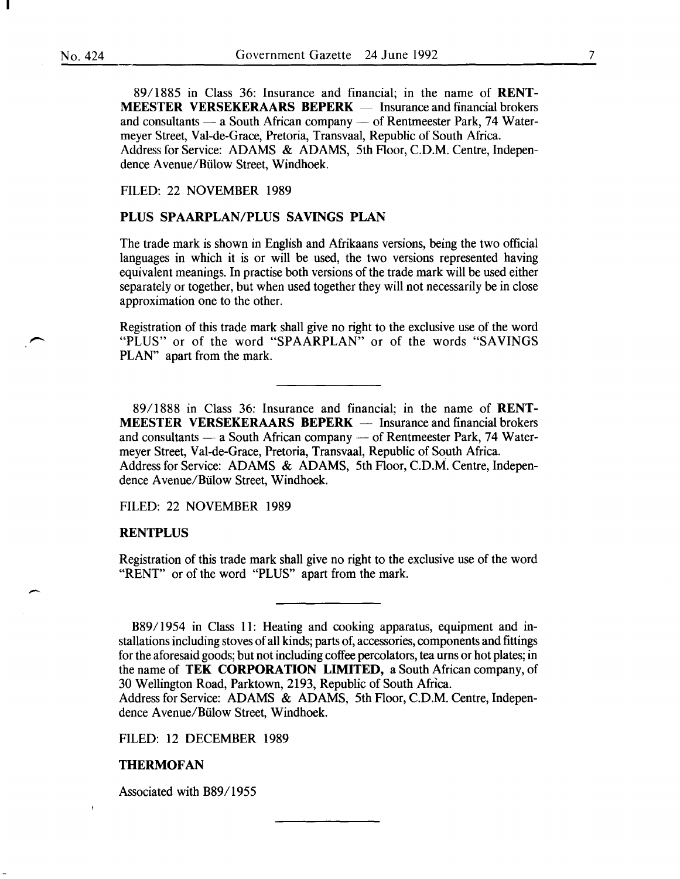89/1885 in Class 36: Insurance and financial; in the name of **RENTMEESTER VERSEKERAARS BEPERK** — Insurance and financial brokers and consultants — a South African company — of Rentmeester Park, 74 Watermeyer Street, Val-de-Grace, Pretoria, Transvaal, Republic of South Africa.
Address for Service: ADAMS & ADAMS, 5th Floor, C.D.M. Centre, Independence Avenue/Bülow Street, Windhoek.

FILED: 22 NOVEMBER 1989

**PLUS SPAARPLAN/PLUS SAVINGS PLAN**

The trade mark is shown in English and Afrikaans versions, being the two official languages in which it is or will be used, the two versions represented having equivalent meanings. In practise both versions of the trade mark will be used either separately or together, but when used together they will not necessarily be in close approximation one to the other.

Registration of this trade mark shall give no right to the exclusive use of the word "PLUS" or of the word "SPAARPLAN" or of the words "SAVINGS PLAN" apart from the mark.

---

89/1888 in Class 36: Insurance and financial; in the name of **RENTMEESTER VERSEKERAARS BEPERK** — Insurance and financial brokers and consultants — a South African company — of Rentmeester Park, 74 Watermeyer Street, Val-de-Grace, Pretoria, Transvaal, Republic of South Africa.
Address for Service: ADAMS & ADAMS, 5th Floor, C.D.M. Centre, Independence Avenue/Bülow Street, Windhoek.

FILED: 22 NOVEMBER 1989

**RENTPLUS**

Registration of this trade mark shall give no right to the exclusive use of the word "RENT" or of the word "PLUS" apart from the mark.

---

B89/1954 in Class 11: Heating and cooking apparatus, equipment and installations including stoves of all kinds; parts of, accessories, components and fittings for the aforesaid goods; but not including coffee percolators, tea urns or hot plates; in the name of **TEK CORPORATION LIMITED,** a South African company, of 30 Wellington Road, Parktown, 2193, Republic of South Africa.
Address for Service: ADAMS & ADAMS, 5th Floor, C.D.M. Centre, Independence Avenue/Bülow Street, Windhoek.

FILED: 12 DECEMBER 1989

**THERMOFAN**

Associated with B89/1955

---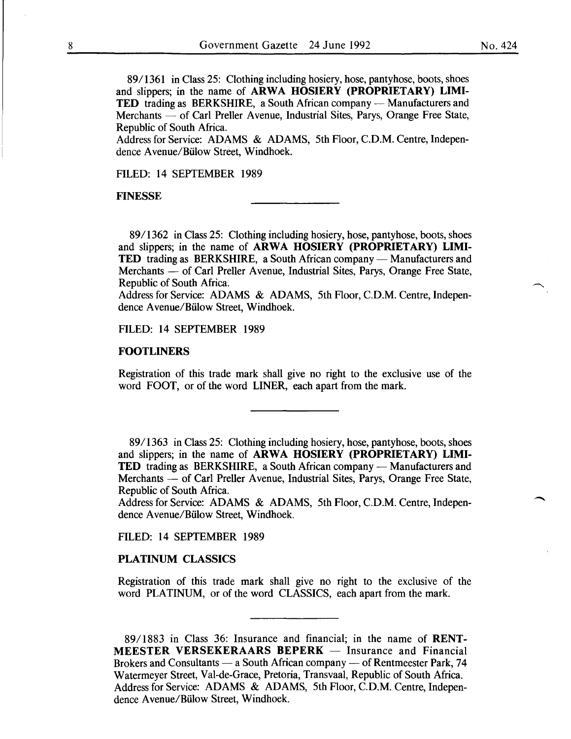89/1361 in Class 25: Clothing including hosiery, hose, pantyhose, boots, shoes and slippers; in the name of **ARWA HOSIERY (PROPRIETARY) LIMITED** trading as BERKSHIRE, a South African company — Manufacturers and Merchants — of Carl Preller Avenue, Industrial Sites, Parys, Orange Free State, Republic of South Africa.
Address for Service: ADAMS & ADAMS, 5th Floor, C.D.M. Centre, Independence Avenue/Bülow Street, Windhoek.

FILED: 14 SEPTEMBER 1989

**FINESSE**

---

89/1362 in Class 25: Clothing including hosiery, hose, pantyhose, boots, shoes and slippers; in the name of **ARWA HOSIERY (PROPRIETARY) LIMITED** trading as BERKSHIRE, a South African company — Manufacturers and Merchants — of Carl Preller Avenue, Industrial Sites, Parys, Orange Free State, Republic of South Africa.
Address for Service: ADAMS & ADAMS, 5th Floor, C.D.M. Centre, Independence Avenue/Bülow Street, Windhoek.

FILED: 14 SEPTEMBER 1989

**FOOTLINERS**

Registration of this trade mark shall give no right to the exclusive use of the word FOOT, or of the word LINER, each apart from the mark.

---

89/1363 in Class 25: Clothing including hosiery, hose, pantyhose, boots, shoes and slippers; in the name of **ARWA HOSIERY (PROPRIETARY) LIMITED** trading as BERKSHIRE, a South African company — Manufacturers and Merchants — of Carl Preller Avenue, Industrial Sites, Parys, Orange Free State, Republic of South Africa.
Address for Service: ADAMS & ADAMS, 5th Floor, C.D.M. Centre, Independence Avenue/Bülow Street, Windhoek.

FILED: 14 SEPTEMBER 1989

**PLATINUM CLASSICS**

Registration of this trade mark shall give no right to the exclusive of the word PLATINUM, or of the word CLASSICS, each apart from the mark.

---

89/1883 in Class 36: Insurance and financial; in the name of **RENTMEESTER VERSEKERAARS BEPERK** — Insurance and Financial Brokers and Consultants — a South African company — of Rentmeester Park, 74 Watermeyer Street, Val-de-Grace, Pretoria, Transvaal, Republic of South Africa.
Address for Service: ADAMS & ADAMS, 5th Floor, C.D.M. Centre, Independence Avenue/Bülow Street, Windhoek.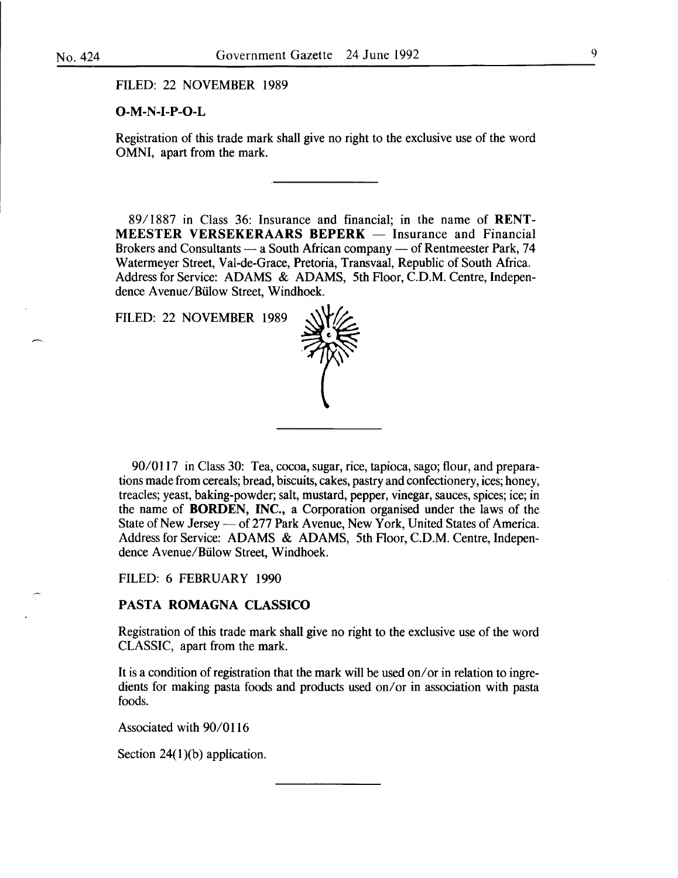FILED: 22 NOVEMBER 1989

**O-M-N-I-P-O-L**

Registration of this trade mark shall give no right to the exclusive use of the word OMNI, apart from the mark.

---

89/1887 in Class 36: Insurance and financial; in the name of **RENTMEESTER VERSEKERAARS BEPERK** — Insurance and Financial Brokers and Consultants — a South African company — of Rentmeester Park, 74 Watermeyer Street, Val-de-Grace, Pretoria, Transvaal, Republic of South Africa. Address for Service: ADAMS & ADAMS, 5th Floor, C.D.M. Centre, Independence Avenue/Bülow Street, Windhoek.

FILED: 22 NOVEMBER 1989

---

90/0117 in Class 30: Tea, cocoa, sugar, rice, tapioca, sago; flour, and preparations made from cereals; bread, biscuits, cakes, pastry and confectionery, ices; honey, treacles; yeast, baking-powder; salt, mustard, pepper, vinegar, sauces, spices; ice; in the name of **BORDEN, INC.**, a Corporation organised under the laws of the State of New Jersey — of 277 Park Avenue, New York, United States of America. Address for Service: ADAMS & ADAMS, 5th Floor, C.D.M. Centre, Independence Avenue/Bülow Street, Windhoek.

FILED: 6 FEBRUARY 1990

**PASTA ROMAGNA CLASSICO**

Registration of this trade mark shall give no right to the exclusive use of the word CLASSIC, apart from the mark.

It is a condition of registration that the mark will be used on/or in relation to ingredients for making pasta foods and products used on/or in association with pasta foods.

Associated with 90/0116

Section 24(1)(b) application.

---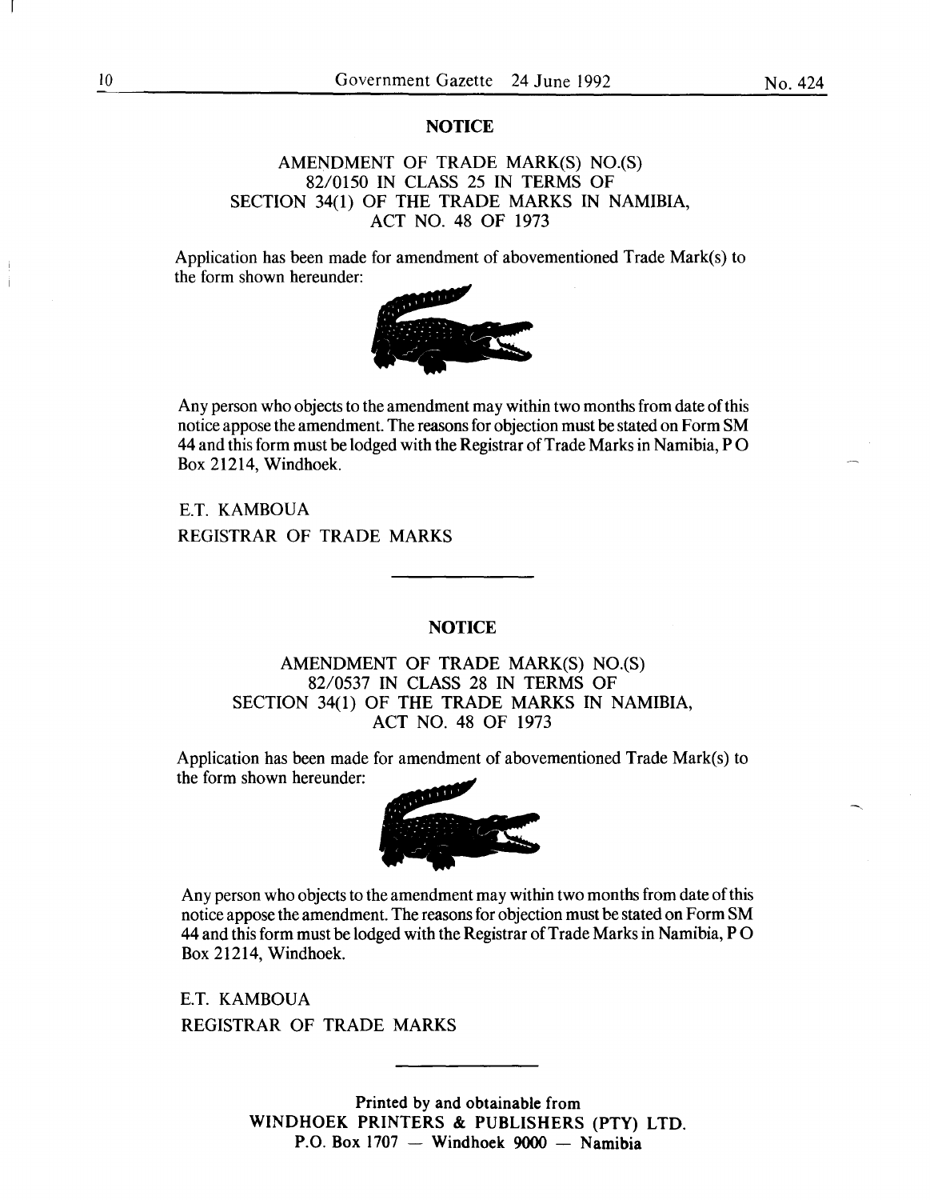## NOTICE

### AMENDMENT OF TRADE MARK(S) NO.(S) 82/0150 IN CLASS 25 IN TERMS OF SECTION 34(1) OF THE TRADE MARKS IN NAMIBIA, ACT NO. 48 OF 1973

Application has been made for amendment of abovementioned Trade Mark(s) to the form shown hereunder:

Any person who objects to the amendment may within two months from date of this notice appose the amendment. The reasons for objection must be stated on Form SM 44 and this form must be lodged with the Registrar of Trade Marks in Namibia, P O Box 21214, Windhoek.

E.T. KAMBOUA
REGISTRAR OF TRADE MARKS

---

## NOTICE

### AMENDMENT OF TRADE MARK(S) NO.(S) 82/0537 IN CLASS 28 IN TERMS OF SECTION 34(1) OF THE TRADE MARKS IN NAMIBIA, ACT NO. 48 OF 1973

Application has been made for amendment of abovementioned Trade Mark(s) to the form shown hereunder:

Any person who objects to the amendment may within two months from date of this notice appose the amendment. The reasons for objection must be stated on Form SM 44 and this form must be lodged with the Registrar of Trade Marks in Namibia, P O Box 21214, Windhoek.

E.T. KAMBOUA
REGISTRAR OF TRADE MARKS

---

**Printed by and obtainable from**
**WINDHOEK PRINTERS & PUBLISHERS (PTY) LTD.**
**P.O. Box 1707 — Windhoek 9000 — Namibia**